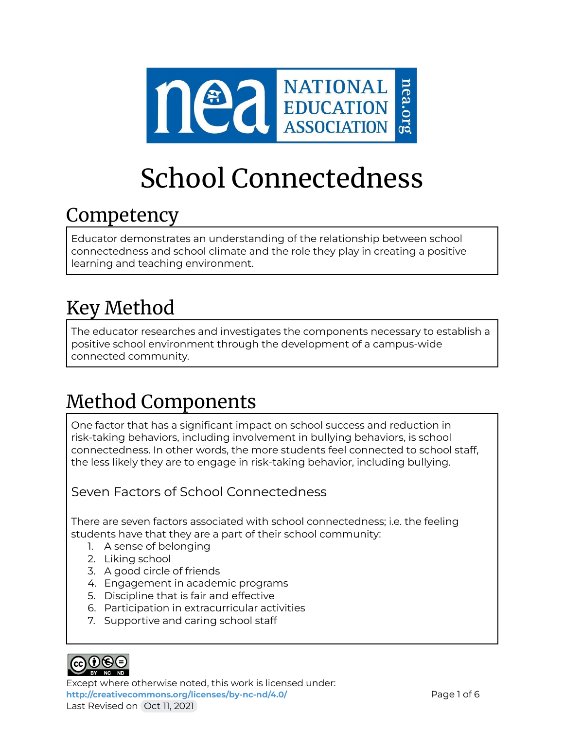# School Connectedness

## Competency

Educator demonstrates an understanding of the relationship between school connectedness and school climate and the role they play in creating a positive learning and teaching environment.

## Key Method

The educator researches and investigates the components necessary to establish a positive school environment through the development of a campus-wide connected community.

## Method Components

One factor that has a significant impact on school success and reduction in risk-taking behaviors, including involvement in bullying behaviors, is school connectedness. In other words, the more students feel connected to school staff, the less likely they are to engage in risk-taking behavior, including bullying.

### Seven Factors of School Connectedness

There are seven factors associated with school connectedness; i.e. the feeling students have that they are a part of their school community:

1. A sense of belonging
2. Liking school
3. A good circle of friends
4. Engagement in academic programs
5. Discipline that is fair and effective
6. Participation in extracurricular activities
7. Supportive and caring school staff

Except where otherwise noted, this work is licensed under:
http://creativecommons.org/licenses/by-nc-nd/4.0/
Last Revised on Oct 11, 2021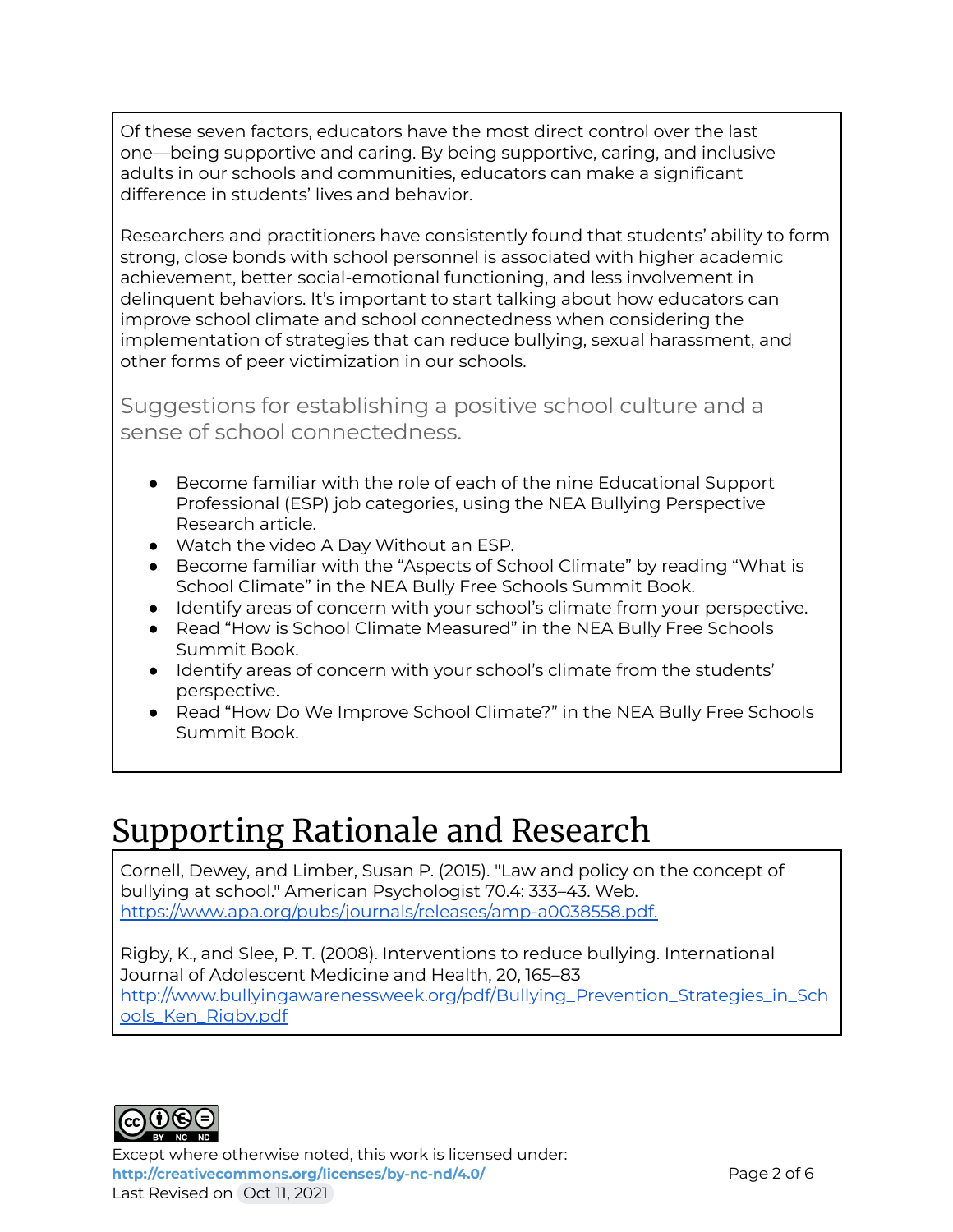Of these seven factors, educators have the most direct control over the last one—being supportive and caring. By being supportive, caring, and inclusive adults in our schools and communities, educators can make a significant difference in students' lives and behavior.

Researchers and practitioners have consistently found that students' ability to form strong, close bonds with school personnel is associated with higher academic achievement, better social-emotional functioning, and less involvement in delinquent behaviors. It's important to start talking about how educators can improve school climate and school connectedness when considering the implementation of strategies that can reduce bullying, sexual harassment, and other forms of peer victimization in our schools.

### Suggestions for establishing a positive school culture and a sense of school connectedness.

- Become familiar with the role of each of the nine Educational Support Professional (ESP) job categories, using the NEA Bullying Perspective Research article.
- Watch the video A Day Without an ESP.
- Become familiar with the "Aspects of School Climate" by reading "What is School Climate" in the NEA Bully Free Schools Summit Book.
- Identify areas of concern with your school's climate from your perspective.
- Read "How is School Climate Measured" in the NEA Bully Free Schools Summit Book.
- Identify areas of concern with your school's climate from the students' perspective.
- Read "How Do We Improve School Climate?" in the NEA Bully Free Schools Summit Book.

# Supporting Rationale and Research

Cornell, Dewey, and Limber, Susan P. (2015). "Law and policy on the concept of bullying at school." American Psychologist 70.4: 333–43. Web. https://www.apa.org/pubs/journals/releases/amp-a0038558.pdf.

Rigby, K., and Slee, P. T. (2008). Interventions to reduce bullying. International Journal of Adolescent Medicine and Health, 20, 165–83 http://www.bullyingawarenessweek.org/pdf/Bullying_Prevention_Strategies_in_Schools_Ken_Rigby.pdf

Except where otherwise noted, this work is licensed under:
http://creativecommons.org/licenses/by-nc-nd/4.0/
Last Revised on Oct 11, 2021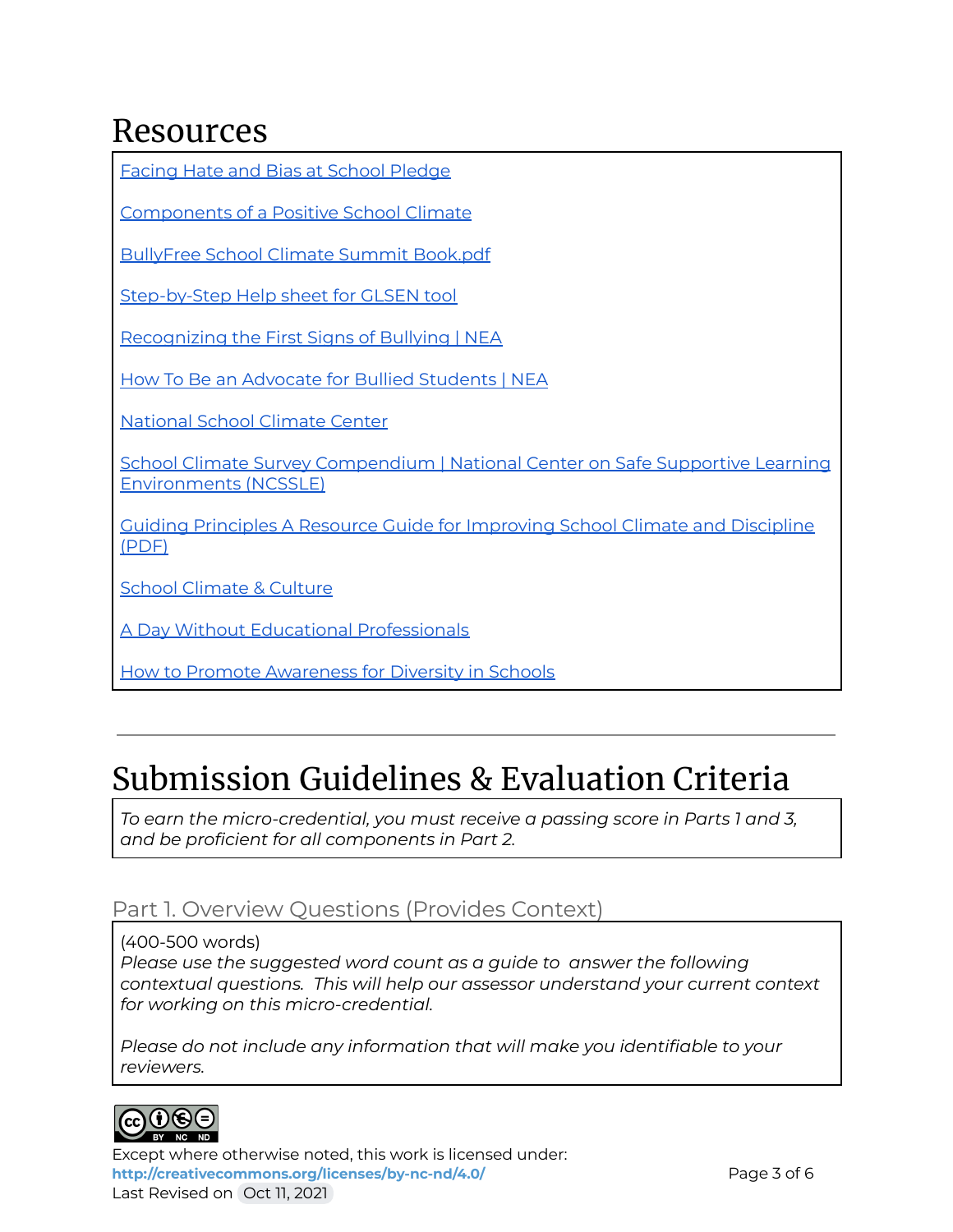# Resources

Facing Hate and Bias at School Pledge

Components of a Positive School Climate

BullyFree School Climate Summit Book.pdf

Step-by-Step Help sheet for GLSEN tool

Recognizing the First Signs of Bullying | NEA

How To Be an Advocate for Bullied Students | NEA

National School Climate Center

School Climate Survey Compendium | National Center on Safe Supportive Learning Environments (NCSSLE)

Guiding Principles A Resource Guide for Improving School Climate and Discipline (PDF)

School Climate & Culture

A Day Without Educational Professionals

How to Promote Awareness for Diversity in Schools

---

# Submission Guidelines & Evaluation Criteria

*To earn the micro-credential, you must receive a passing score in Parts 1 and 3, and be proficient for all components in Part 2.*

## Part 1. Overview Questions (Provides Context)

(400-500 words)

*Please use the suggested word count as a guide to answer the following contextual questions. This will help our assessor understand your current context for working on this micro-credential.*

*Please do not include any information that will make you identifiable to your reviewers.*

Except where otherwise noted, this work is licensed under:
**http://creativecommons.org/licenses/by-nc-nd/4.0/**
Last Revised on Oct 11, 2021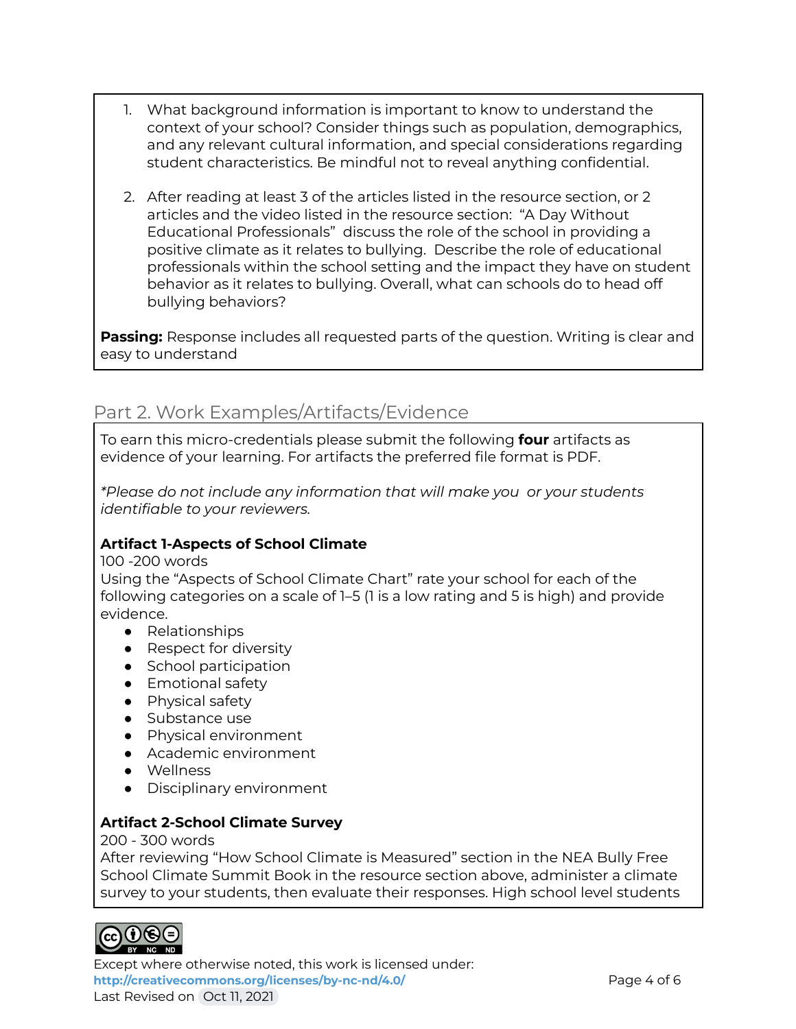1. What background information is important to know to understand the context of your school? Consider things such as population, demographics, and any relevant cultural information, and special considerations regarding student characteristics. Be mindful not to reveal anything confidential.

2. After reading at least 3 of the articles listed in the resource section, or 2 articles and the video listed in the resource section: "A Day Without Educational Professionals" discuss the role of the school in providing a positive climate as it relates to bullying. Describe the role of educational professionals within the school setting and the impact they have on student behavior as it relates to bullying. Overall, what can schools do to head off bullying behaviors?

**Passing:** Response includes all requested parts of the question. Writing is clear and easy to understand

## Part 2. Work Examples/Artifacts/Evidence

To earn this micro-credentials please submit the following **four** artifacts as evidence of your learning. For artifacts the preferred file format is PDF.

*\*Please do not include any information that will make you or your students identifiable to your reviewers.*

**Artifact 1-Aspects of School Climate**

100 -200 words

Using the "Aspects of School Climate Chart" rate your school for each of the following categories on a scale of 1–5 (1 is a low rating and 5 is high) and provide evidence.

- Relationships
- Respect for diversity
- School participation
- Emotional safety
- Physical safety
- Substance use
- Physical environment
- Academic environment
- Wellness
- Disciplinary environment

**Artifact 2-School Climate Survey**

200 - 300 words

After reviewing "How School Climate is Measured" section in the NEA Bully Free School Climate Summit Book in the resource section above, administer a climate survey to your students, then evaluate their responses. High school level students

Except where otherwise noted, this work is licensed under: http://creativecommons.org/licenses/by-nc-nd/4.0/

Last Revised on Oct 11, 2021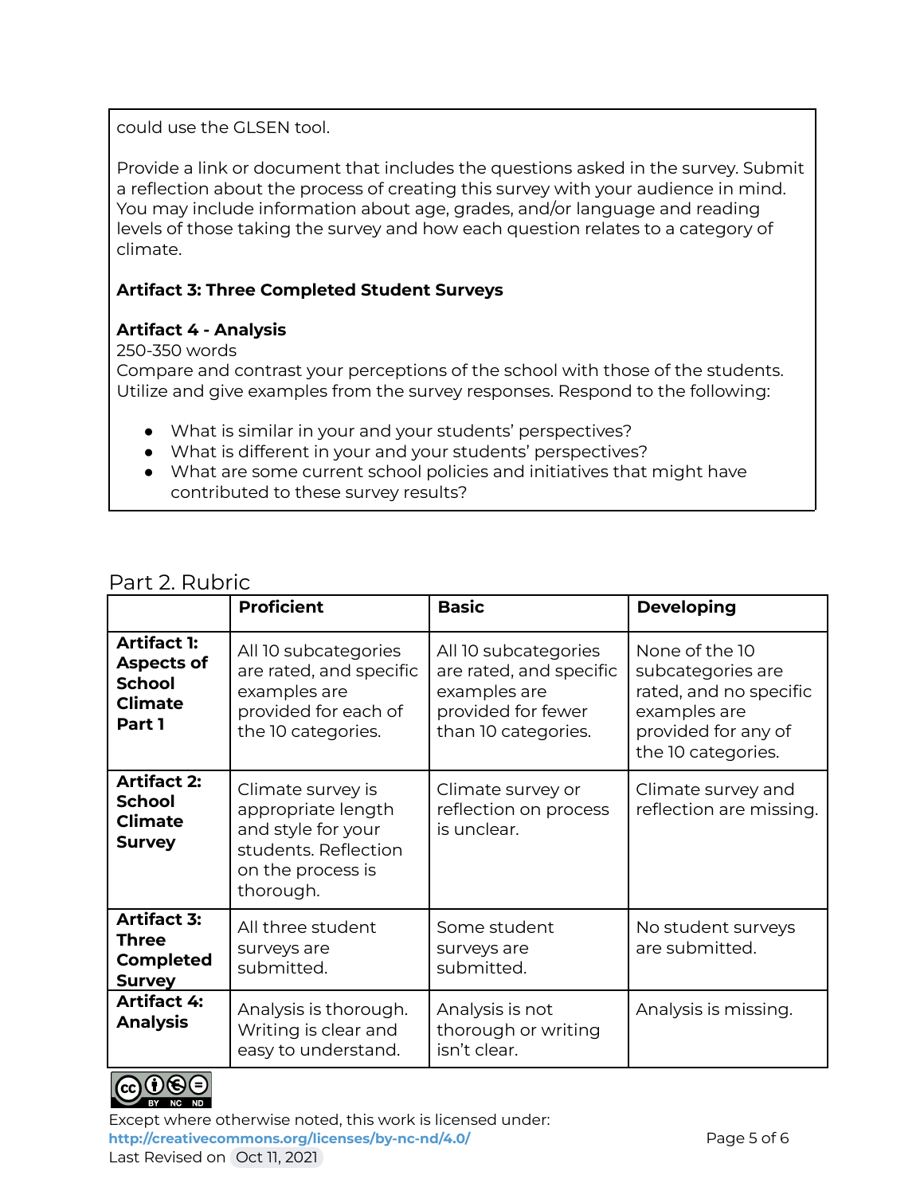could use the GLSEN tool.

Provide a link or document that includes the questions asked in the survey. Submit a reflection about the process of creating this survey with your audience in mind. You may include information about age, grades, and/or language and reading levels of those taking the survey and how each question relates to a category of climate.

**Artifact 3: Three Completed Student Surveys**

**Artifact 4 - Analysis**
250-350 words
Compare and contrast your perceptions of the school with those of the students. Utilize and give examples from the survey responses. Respond to the following:

- What is similar in your and your students' perspectives?
- What is different in your and your students' perspectives?
- What are some current school policies and initiatives that might have contributed to these survey results?

## Part 2. Rubric

| | **Proficient** | **Basic** | **Developing** |
|---|---|---|---|
| **Artifact 1: Aspects of School Climate Part 1** | All 10 subcategories are rated, and specific examples are provided for each of the 10 categories. | All 10 subcategories are rated, and specific examples are provided for fewer than 10 categories. | None of the 10 subcategories are rated, and no specific examples are provided for any of the 10 categories. |
| **Artifact 2: School Climate Survey** | Climate survey is appropriate length and style for your students. Reflection on the process is thorough. | Climate survey or reflection on process is unclear. | Climate survey and reflection are missing. |
| **Artifact 3: Three Completed Survey** | All three student surveys are submitted. | Some student surveys are submitted. | No student surveys are submitted. |
| **Artifact 4: Analysis** | Analysis is thorough. Writing is clear and easy to understand. | Analysis is not thorough or writing isn't clear. | Analysis is missing. |

Except where otherwise noted, this work is licensed under:
http://creativecommons.org/licenses/by-nc-nd/4.0/
Last Revised on Oct 11, 2021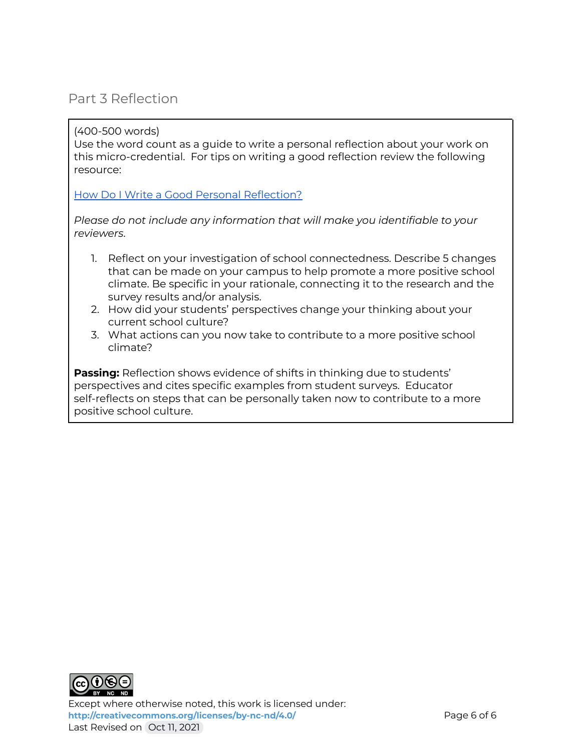## Part 3 Reflection

(400-500 words)
Use the word count as a guide to write a personal reflection about your work on this micro-credential. For tips on writing a good reflection review the following resource:

[How Do I Write a Good Personal Reflection?]()

*Please do not include any information that will make you identifiable to your reviewers.*

1. Reflect on your investigation of school connectedness. Describe 5 changes that can be made on your campus to help promote a more positive school climate. Be specific in your rationale, connecting it to the research and the survey results and/or analysis.
2. How did your students' perspectives change your thinking about your current school culture?
3. What actions can you now take to contribute to a more positive school climate?

**Passing:** Reflection shows evidence of shifts in thinking due to students' perspectives and cites specific examples from student surveys. Educator self-reflects on steps that can be personally taken now to contribute to a more positive school culture.

Except where otherwise noted, this work is licensed under:
**http://creativecommons.org/licenses/by-nc-nd/4.0/**
Last Revised on Oct 11, 2021